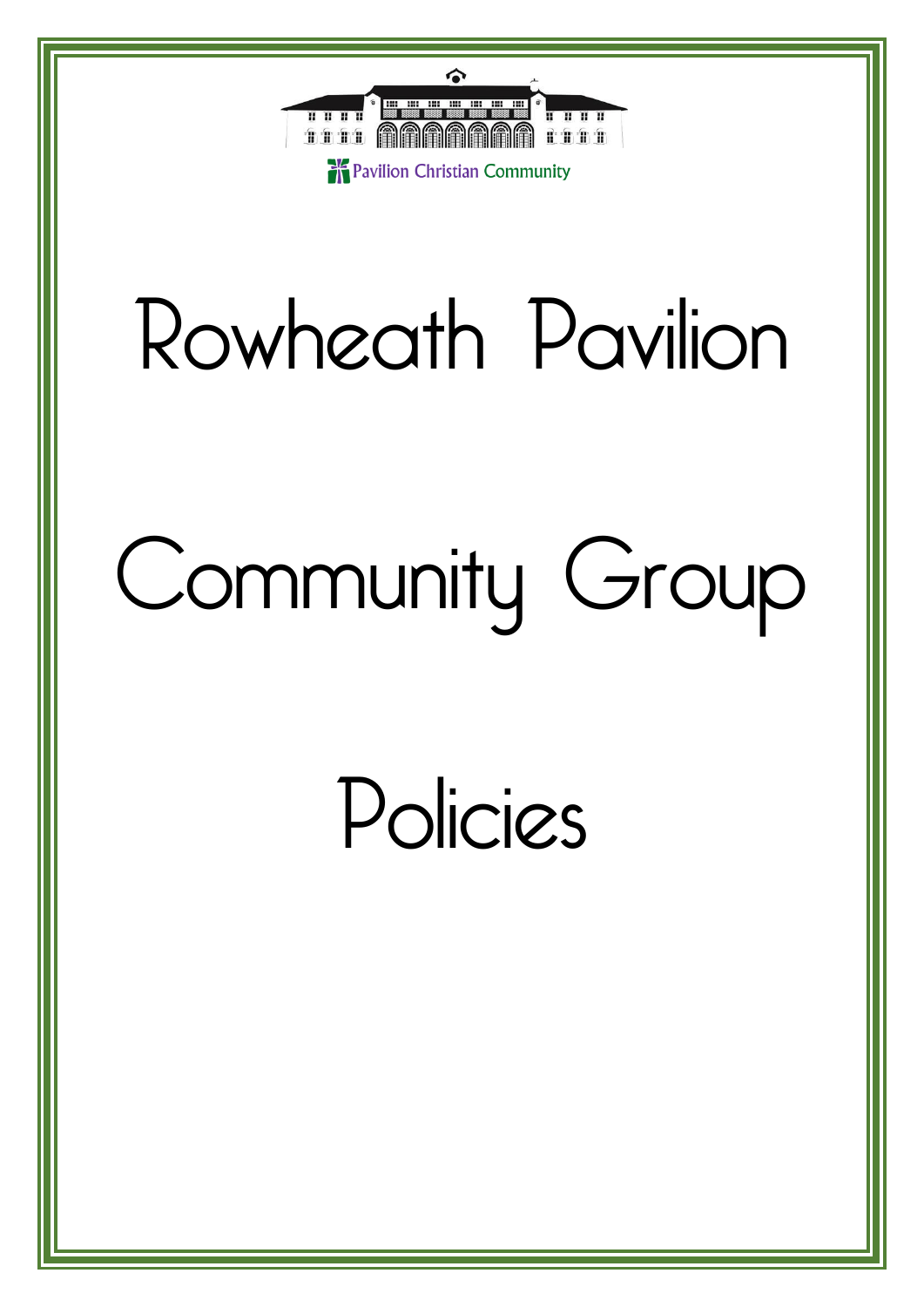Pavilion Christian Community

# Rowheath Pavilion

# Community Group

# Policies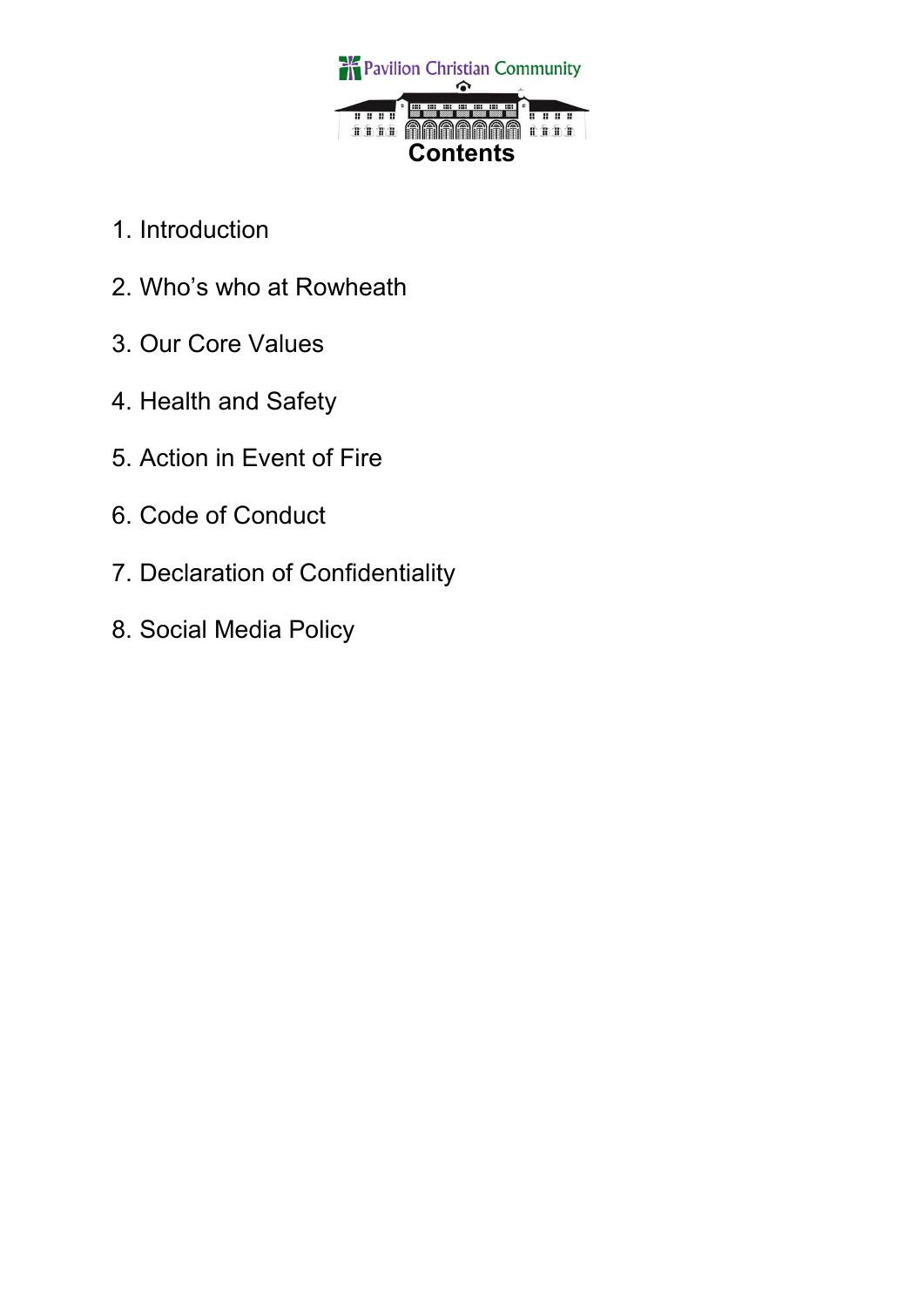Pavilion Christian Community

# Contents

1. Introduction
2. Who's who at Rowheath
3. Our Core Values
4. Health and Safety
5. Action in Event of Fire
6. Code of Conduct
7. Declaration of Confidentiality
8. Social Media Policy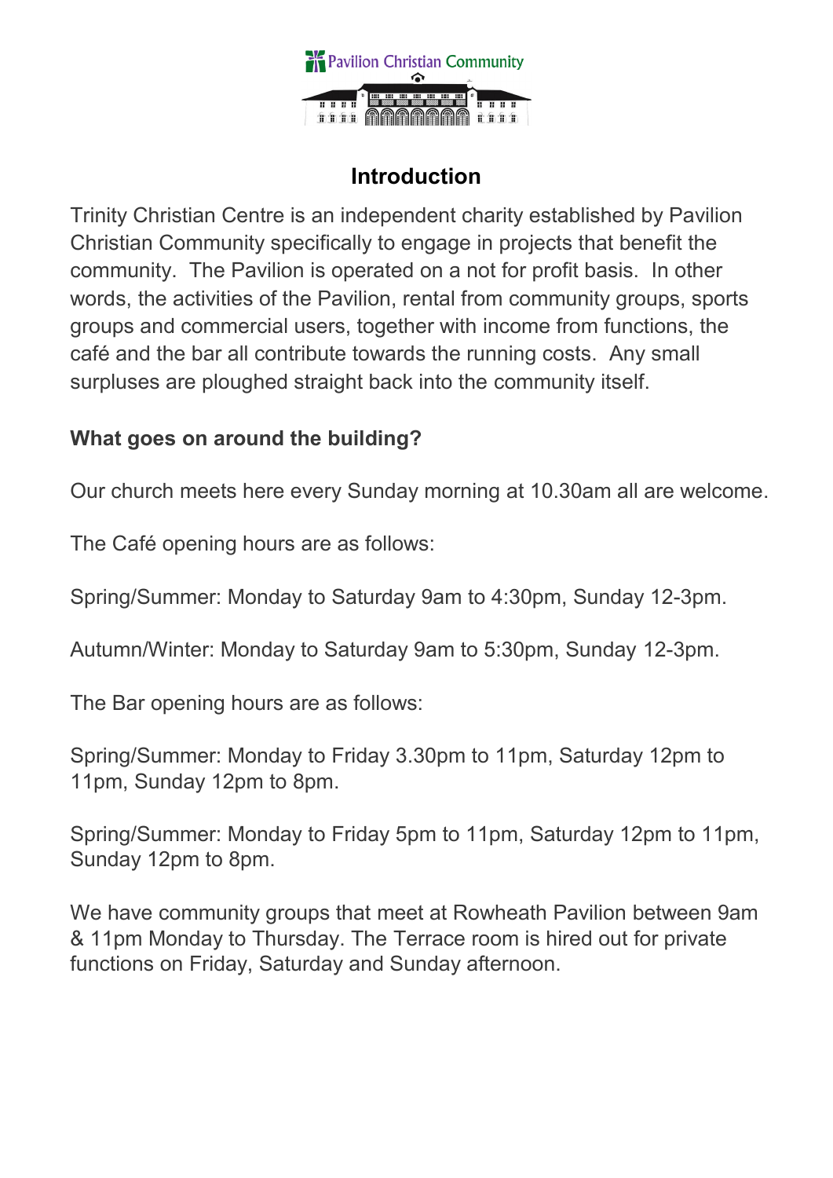Pavilion Christian Community

## Introduction

Trinity Christian Centre is an independent charity established by Pavilion Christian Community specifically to engage in projects that benefit the community. The Pavilion is operated on a not for profit basis. In other words, the activities of the Pavilion, rental from community groups, sports groups and commercial users, together with income from functions, the café and the bar all contribute towards the running costs. Any small surpluses are ploughed straight back into the community itself.

**What goes on around the building?**

Our church meets here every Sunday morning at 10.30am all are welcome.

The Café opening hours are as follows:

Spring/Summer: Monday to Saturday 9am to 4:30pm, Sunday 12-3pm.

Autumn/Winter: Monday to Saturday 9am to 5:30pm, Sunday 12-3pm.

The Bar opening hours are as follows:

Spring/Summer: Monday to Friday 3.30pm to 11pm, Saturday 12pm to 11pm, Sunday 12pm to 8pm.

Spring/Summer: Monday to Friday 5pm to 11pm, Saturday 12pm to 11pm, Sunday 12pm to 8pm.

We have community groups that meet at Rowheath Pavilion between 9am & 11pm Monday to Thursday. The Terrace room is hired out for private functions on Friday, Saturday and Sunday afternoon.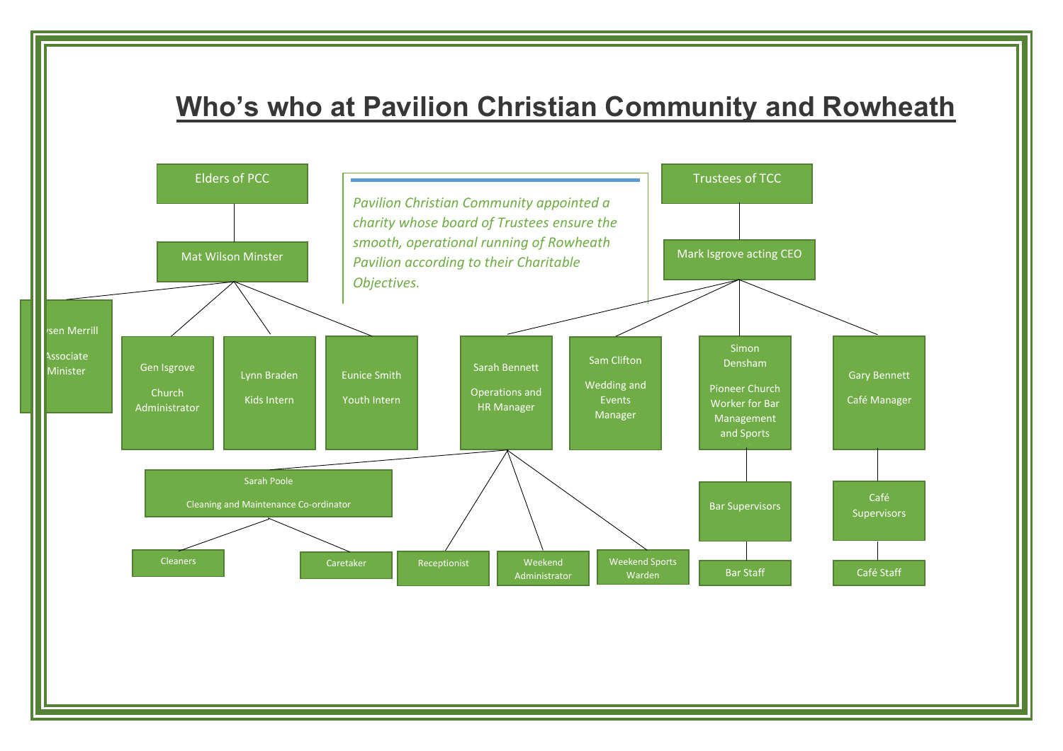# Who's who at Pavilion Christian Community and Rowheath

*Pavilion Christian Community appointed a charity whose board of Trustees ensure the smooth, operational running of Rowheath Pavilion according to their Charitable Objectives.*

- **Elders of PCC**
  - **Mat Wilson Minster**
    - ysen Merrill – Associate Minister
    - Gen Isgrove – Church Administrator
    - Lynn Braden – Kids Intern
    - Eunice Smith – Youth Intern

- **Trustees of TCC**
  - **Mark Isgrove acting CEO**
    - Sarah Bennett – Operations and HR Manager
      - Sarah Poole – Cleaning and Maintenance Co-ordinator
        - Cleaners
        - Caretaker
      - Receptionist
      - Weekend Administrator
      - Weekend Sports Warden
    - Sam Clifton – Wedding and Events Manager
    - Simon Densham – Pioneer Church Worker for Bar Management and Sports
      - Bar Supervisors
        - Bar Staff
    - Gary Bennett – Café Manager
      - Café Supervisors
        - Café Staff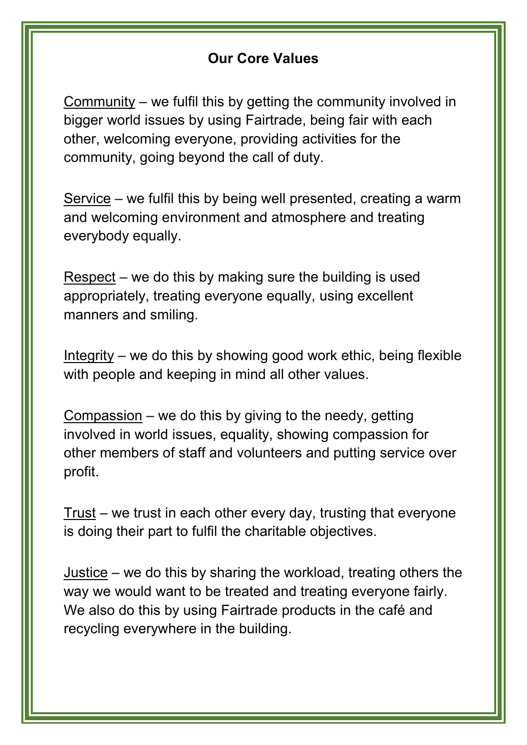## Our Core Values

<u>Community</u> – we fulfil this by getting the community involved in bigger world issues by using Fairtrade, being fair with each other, welcoming everyone, providing activities for the community, going beyond the call of duty.

<u>Service</u> – we fulfil this by being well presented, creating a warm and welcoming environment and atmosphere and treating everybody equally.

<u>Respect</u> – we do this by making sure the building is used appropriately, treating everyone equally, using excellent manners and smiling.

<u>Integrity</u> – we do this by showing good work ethic, being flexible with people and keeping in mind all other values.

<u>Compassion</u> – we do this by giving to the needy, getting involved in world issues, equality, showing compassion for other members of staff and volunteers and putting service over profit.

<u>Trust</u> – we trust in each other every day, trusting that everyone is doing their part to fulfil the charitable objectives.

<u>Justice</u> – we do this by sharing the workload, treating others the way we would want to be treated and treating everyone fairly. We also do this by using Fairtrade products in the café and recycling everywhere in the building.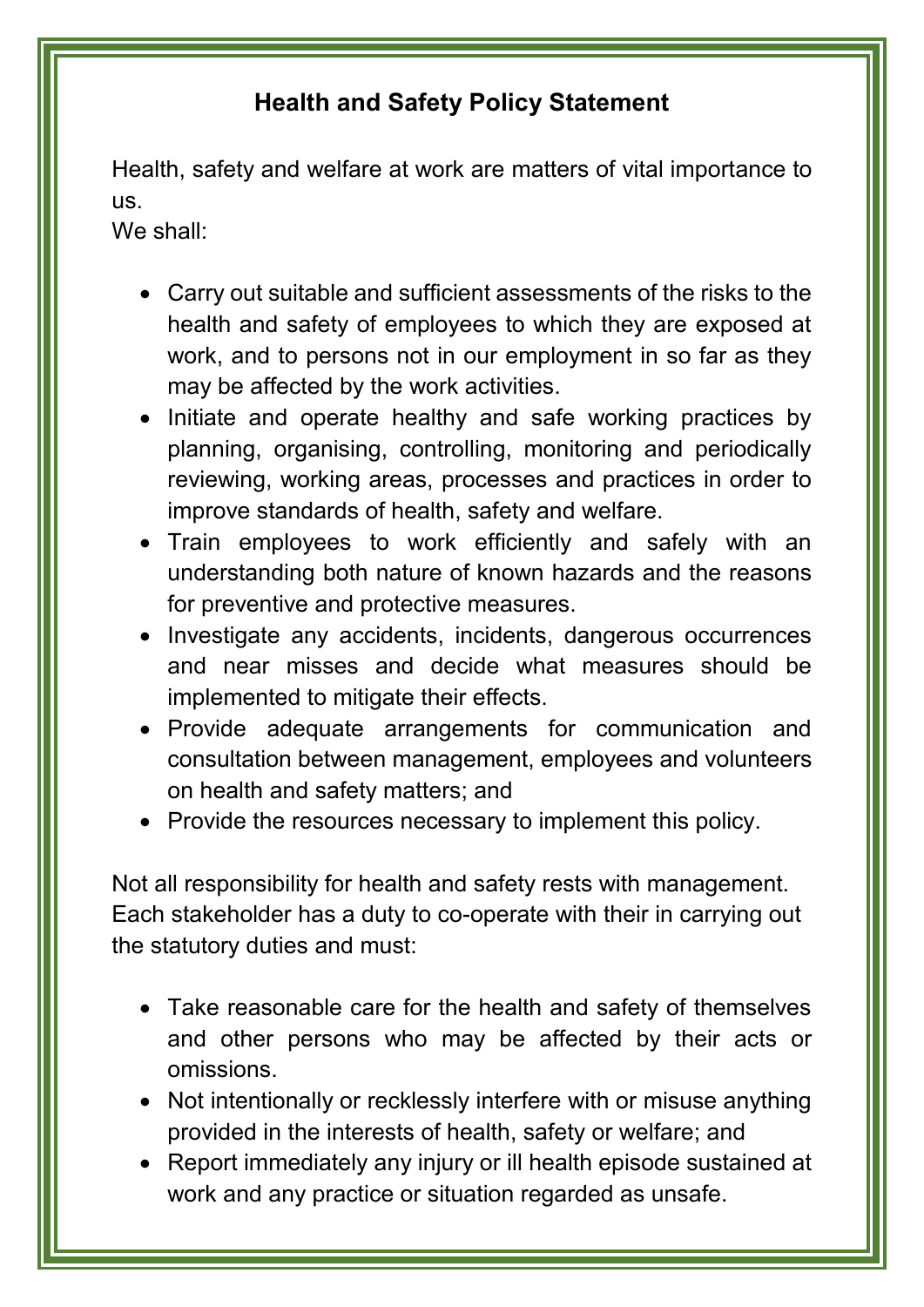# Health and Safety Policy Statement

Health, safety and welfare at work are matters of vital importance to us.
We shall:

- Carry out suitable and sufficient assessments of the risks to the health and safety of employees to which they are exposed at work, and to persons not in our employment in so far as they may be affected by the work activities.
- Initiate and operate healthy and safe working practices by planning, organising, controlling, monitoring and periodically reviewing, working areas, processes and practices in order to improve standards of health, safety and welfare.
- Train employees to work efficiently and safely with an understanding both nature of known hazards and the reasons for preventive and protective measures.
- Investigate any accidents, incidents, dangerous occurrences and near misses and decide what measures should be implemented to mitigate their effects.
- Provide adequate arrangements for communication and consultation between management, employees and volunteers on health and safety matters; and
- Provide the resources necessary to implement this policy.

Not all responsibility for health and safety rests with management. Each stakeholder has a duty to co-operate with their in carrying out the statutory duties and must:

- Take reasonable care for the health and safety of themselves and other persons who may be affected by their acts or omissions.
- Not intentionally or recklessly interfere with or misuse anything provided in the interests of health, safety or welfare; and
- Report immediately any injury or ill health episode sustained at work and any practice or situation regarded as unsafe.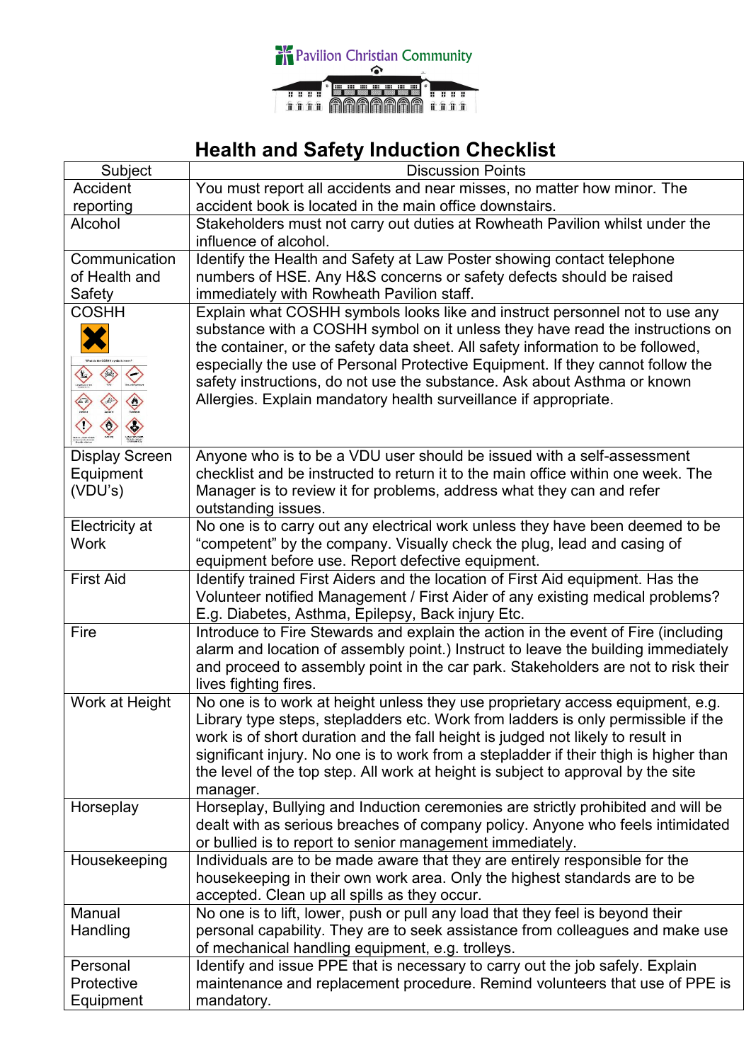Pavilion Christian Community

# Health and Safety Induction Checklist

| Subject | Discussion Points |
|---|---|
| Accident reporting | You must report all accidents and near misses, no matter how minor. The accident book is located in the main office downstairs. |
| Alcohol | Stakeholders must not carry out duties at Rowheath Pavilion whilst under the influence of alcohol. |
| Communication of Health and Safety | Identify the Health and Safety at Law Poster showing contact telephone numbers of HSE. Any H&S concerns or safety defects should be raised immediately with Rowheath Pavilion staff. |
| COSHH | Explain what COSHH symbols looks like and instruct personnel not to use any substance with a COSHH symbol on it unless they have read the instructions on the container, or the safety data sheet. All safety information to be followed, especially the use of Personal Protective Equipment. If they cannot follow the safety instructions, do not use the substance. Ask about Asthma or known Allergies. Explain mandatory health surveillance if appropriate. |
| Display Screen Equipment (VDU's) | Anyone who is to be a VDU user should be issued with a self-assessment checklist and be instructed to return it to the main office within one week. The Manager is to review it for problems, address what they can and refer outstanding issues. |
| Electricity at Work | No one is to carry out any electrical work unless they have been deemed to be "competent" by the company. Visually check the plug, lead and casing of equipment before use. Report defective equipment. |
| First Aid | Identify trained First Aiders and the location of First Aid equipment. Has the Volunteer notified Management / First Aider of any existing medical problems? E.g. Diabetes, Asthma, Epilepsy, Back injury Etc. |
| Fire | Introduce to Fire Stewards and explain the action in the event of Fire (including alarm and location of assembly point.) Instruct to leave the building immediately and proceed to assembly point in the car park. Stakeholders are not to risk their lives fighting fires. |
| Work at Height | No one is to work at height unless they use proprietary access equipment, e.g. Library type steps, stepladders etc. Work from ladders is only permissible if the work is of short duration and the fall height is judged not likely to result in significant injury. No one is to work from a stepladder if their thigh is higher than the level of the top step. All work at height is subject to approval by the site manager. |
| Horseplay | Horseplay, Bullying and Induction ceremonies are strictly prohibited and will be dealt with as serious breaches of company policy. Anyone who feels intimidated or bullied is to report to senior management immediately. |
| Housekeeping | Individuals are to be made aware that they are entirely responsible for the housekeeping in their own work area. Only the highest standards are to be accepted. Clean up all spills as they occur. |
| Manual Handling | No one is to lift, lower, push or pull any load that they feel is beyond their personal capability. They are to seek assistance from colleagues and make use of mechanical handling equipment, e.g. trolleys. |
| Personal Protective Equipment | Identify and issue PPE that is necessary to carry out the job safely. Explain maintenance and replacement procedure. Remind volunteers that use of PPE is mandatory. |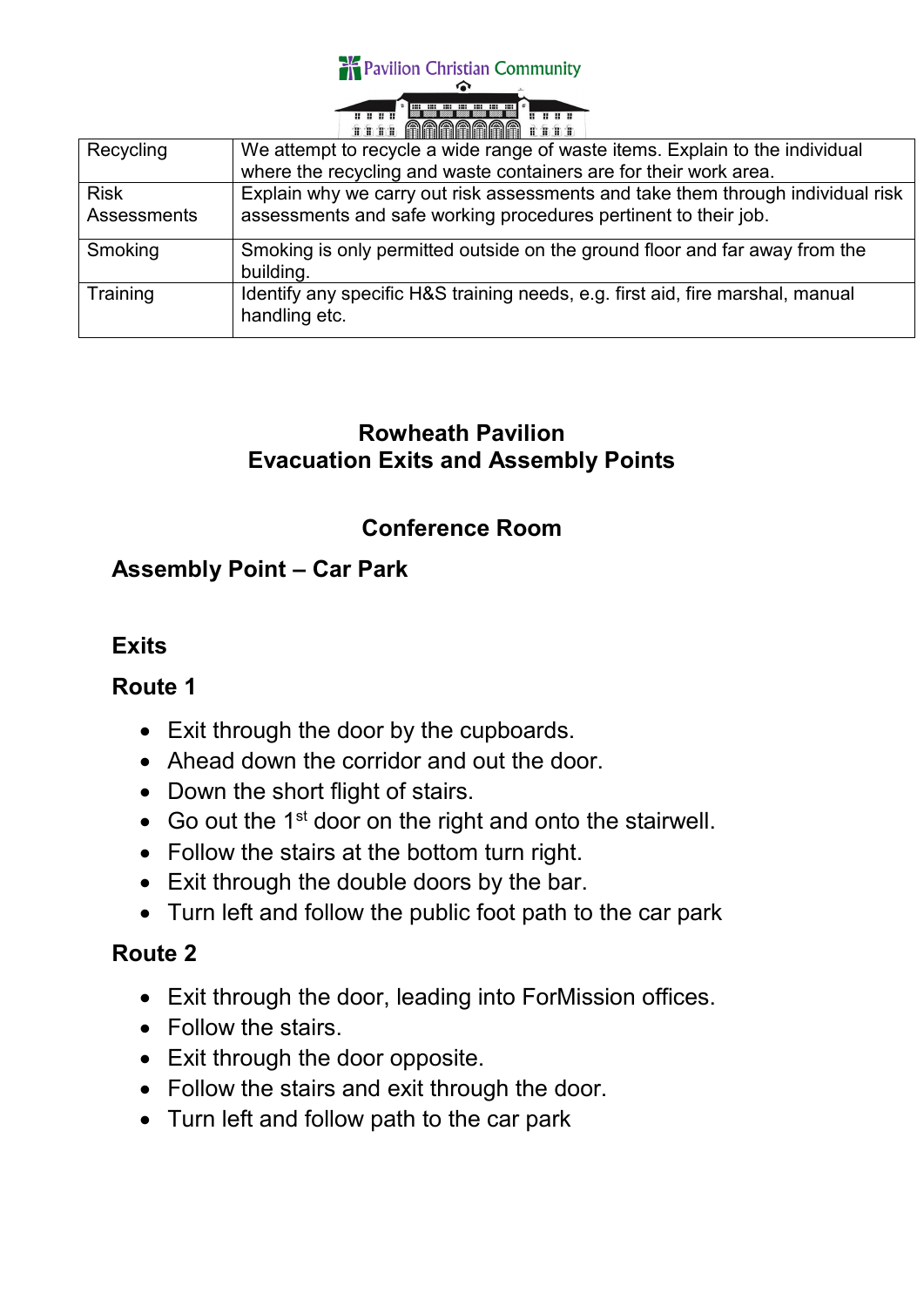| Recycling | We attempt to recycle a wide range of waste items. Explain to the individual where the recycling and waste containers are for their work area. |
|---|---|
| Risk Assessments | Explain why we carry out risk assessments and take them through individual risk assessments and safe working procedures pertinent to their job. |
| Smoking | Smoking is only permitted outside on the ground floor and far away from the building. |
| Training | Identify any specific H&S training needs, e.g. first aid, fire marshal, manual handling etc. |

## Rowheath Pavilion
## Evacuation Exits and Assembly Points

### Conference Room

### Assembly Point – Car Park

### Exits

### Route 1

- Exit through the door by the cupboards.
- Ahead down the corridor and out the door.
- Down the short flight of stairs.
- Go out the 1st door on the right and onto the stairwell.
- Follow the stairs at the bottom turn right.
- Exit through the double doors by the bar.
- Turn left and follow the public foot path to the car park

### Route 2

- Exit through the door, leading into ForMission offices.
- Follow the stairs.
- Exit through the door opposite.
- Follow the stairs and exit through the door.
- Turn left and follow path to the car park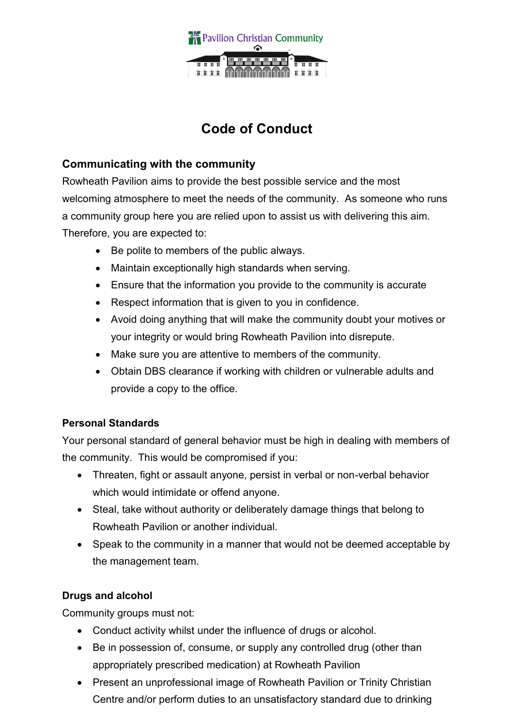# Code of Conduct

## Communicating with the community

Rowheath Pavilion aims to provide the best possible service and the most welcoming atmosphere to meet the needs of the community. As someone who runs a community group here you are relied upon to assist us with delivering this aim. Therefore, you are expected to:

- Be polite to members of the public always.
- Maintain exceptionally high standards when serving.
- Ensure that the information you provide to the community is accurate
- Respect information that is given to you in confidence.
- Avoid doing anything that will make the community doubt your motives or your integrity or would bring Rowheath Pavilion into disrepute.
- Make sure you are attentive to members of the community.
- Obtain DBS clearance if working with children or vulnerable adults and provide a copy to the office.

### Personal Standards

Your personal standard of general behavior must be high in dealing with members of the community. This would be compromised if you:

- Threaten, fight or assault anyone, persist in verbal or non-verbal behavior which would intimidate or offend anyone.
- Steal, take without authority or deliberately damage things that belong to Rowheath Pavilion or another individual.
- Speak to the community in a manner that would not be deemed acceptable by the management team.

### Drugs and alcohol

Community groups must not:

- Conduct activity whilst under the influence of drugs or alcohol.
- Be in possession of, consume, or supply any controlled drug (other than appropriately prescribed medication) at Rowheath Pavilion
- Present an unprofessional image of Rowheath Pavilion or Trinity Christian Centre and/or perform duties to an unsatisfactory standard due to drinking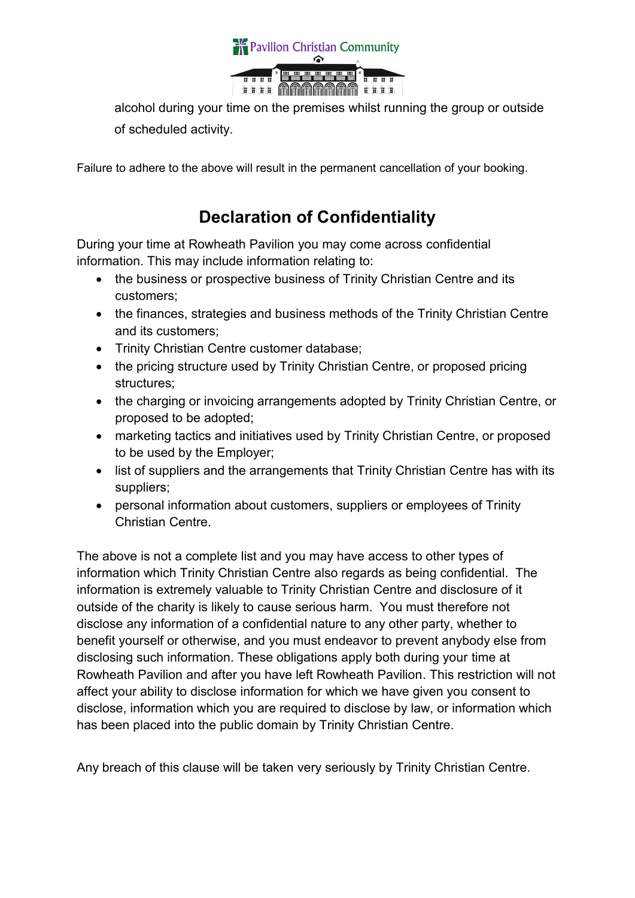alcohol during your time on the premises whilst running the group or outside of scheduled activity.

Failure to adhere to the above will result in the permanent cancellation of your booking.

## Declaration of Confidentiality

During your time at Rowheath Pavilion you may come across confidential information. This may include information relating to:

- the business or prospective business of Trinity Christian Centre and its customers;
- the finances, strategies and business methods of the Trinity Christian Centre and its customers;
- Trinity Christian Centre customer database;
- the pricing structure used by Trinity Christian Centre, or proposed pricing structures;
- the charging or invoicing arrangements adopted by Trinity Christian Centre, or proposed to be adopted;
- marketing tactics and initiatives used by Trinity Christian Centre, or proposed to be used by the Employer;
- list of suppliers and the arrangements that Trinity Christian Centre has with its suppliers;
- personal information about customers, suppliers or employees of Trinity Christian Centre.

The above is not a complete list and you may have access to other types of information which Trinity Christian Centre also regards as being confidential. The information is extremely valuable to Trinity Christian Centre and disclosure of it outside of the charity is likely to cause serious harm. You must therefore not disclose any information of a confidential nature to any other party, whether to benefit yourself or otherwise, and you must endeavor to prevent anybody else from disclosing such information. These obligations apply both during your time at Rowheath Pavilion and after you have left Rowheath Pavilion. This restriction will not affect your ability to disclose information for which we have given you consent to disclose, information which you are required to disclose by law, or information which has been placed into the public domain by Trinity Christian Centre.

Any breach of this clause will be taken very seriously by Trinity Christian Centre.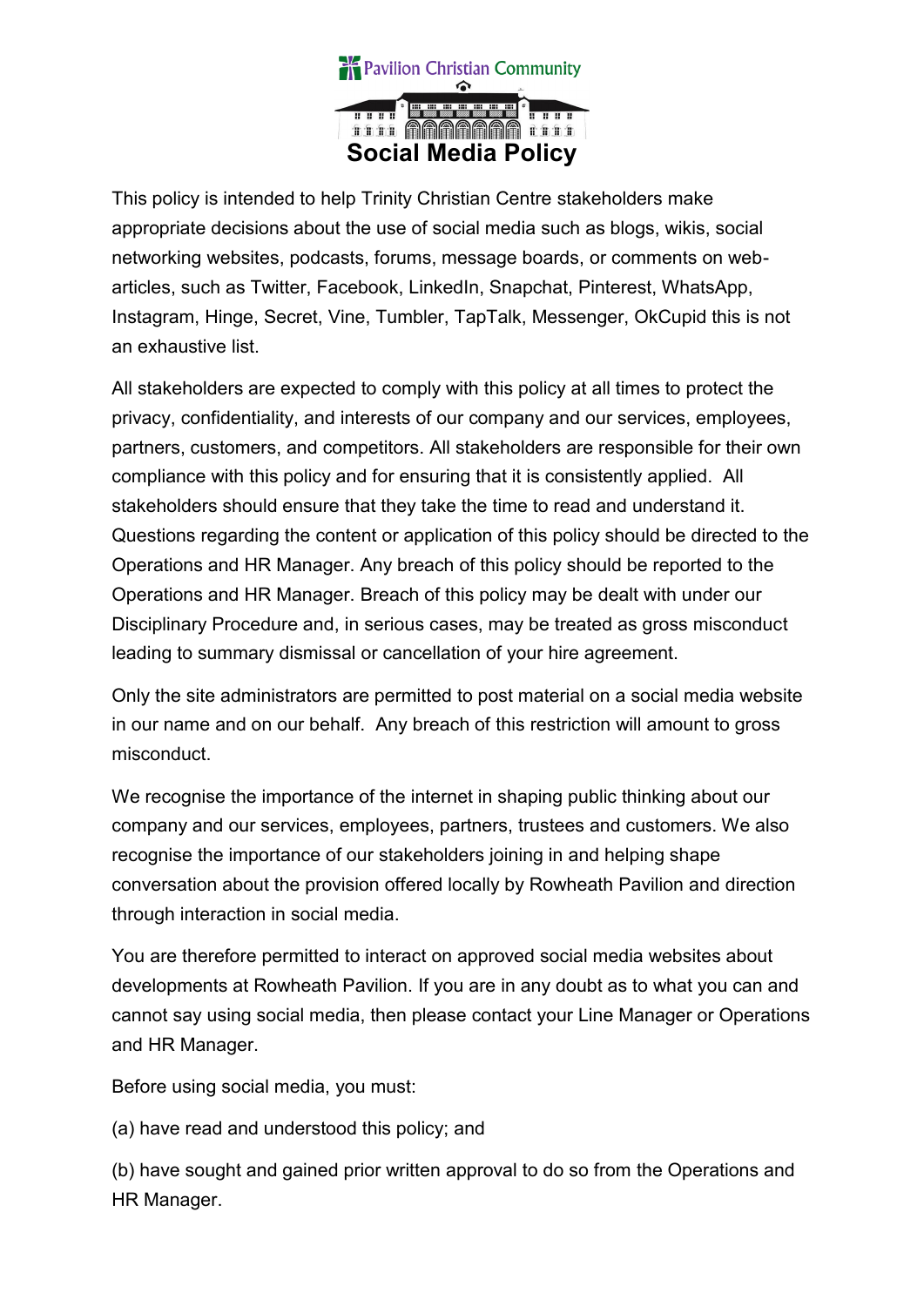Pavilion Christian Community

# Social Media Policy

This policy is intended to help Trinity Christian Centre stakeholders make appropriate decisions about the use of social media such as blogs, wikis, social networking websites, podcasts, forums, message boards, or comments on web-articles, such as Twitter, Facebook, LinkedIn, Snapchat, Pinterest, WhatsApp, Instagram, Hinge, Secret, Vine, Tumbler, TapTalk, Messenger, OkCupid this is not an exhaustive list.

All stakeholders are expected to comply with this policy at all times to protect the privacy, confidentiality, and interests of our company and our services, employees, partners, customers, and competitors. All stakeholders are responsible for their own compliance with this policy and for ensuring that it is consistently applied. All stakeholders should ensure that they take the time to read and understand it. Questions regarding the content or application of this policy should be directed to the Operations and HR Manager. Any breach of this policy should be reported to the Operations and HR Manager. Breach of this policy may be dealt with under our Disciplinary Procedure and, in serious cases, may be treated as gross misconduct leading to summary dismissal or cancellation of your hire agreement.

Only the site administrators are permitted to post material on a social media website in our name and on our behalf. Any breach of this restriction will amount to gross misconduct.

We recognise the importance of the internet in shaping public thinking about our company and our services, employees, partners, trustees and customers. We also recognise the importance of our stakeholders joining in and helping shape conversation about the provision offered locally by Rowheath Pavilion and direction through interaction in social media.

You are therefore permitted to interact on approved social media websites about developments at Rowheath Pavilion. If you are in any doubt as to what you can and cannot say using social media, then please contact your Line Manager or Operations and HR Manager.

Before using social media, you must:

(a) have read and understood this policy; and

(b) have sought and gained prior written approval to do so from the Operations and HR Manager.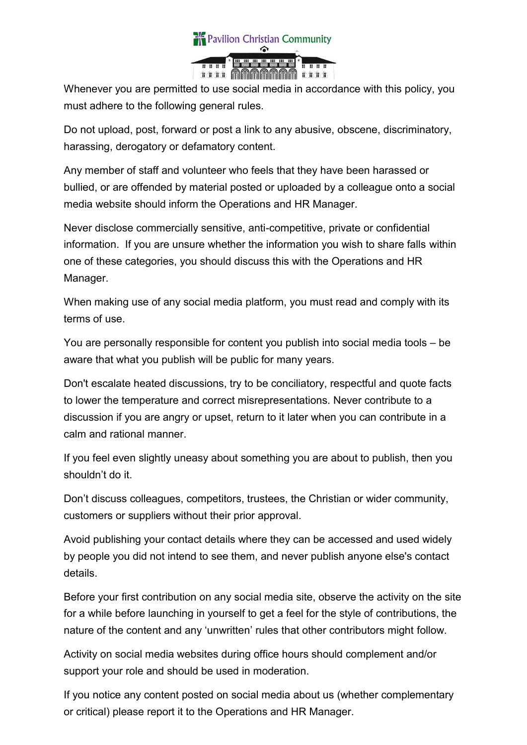Whenever you are permitted to use social media in accordance with this policy, you must adhere to the following general rules.

Do not upload, post, forward or post a link to any abusive, obscene, discriminatory, harassing, derogatory or defamatory content.

Any member of staff and volunteer who feels that they have been harassed or bullied, or are offended by material posted or uploaded by a colleague onto a social media website should inform the Operations and HR Manager.

Never disclose commercially sensitive, anti-competitive, private or confidential information. If you are unsure whether the information you wish to share falls within one of these categories, you should discuss this with the Operations and HR Manager.

When making use of any social media platform, you must read and comply with its terms of use.

You are personally responsible for content you publish into social media tools – be aware that what you publish will be public for many years.

Don't escalate heated discussions, try to be conciliatory, respectful and quote facts to lower the temperature and correct misrepresentations. Never contribute to a discussion if you are angry or upset, return to it later when you can contribute in a calm and rational manner.

If you feel even slightly uneasy about something you are about to publish, then you shouldn't do it.

Don't discuss colleagues, competitors, trustees, the Christian or wider community, customers or suppliers without their prior approval.

Avoid publishing your contact details where they can be accessed and used widely by people you did not intend to see them, and never publish anyone else's contact details.

Before your first contribution on any social media site, observe the activity on the site for a while before launching in yourself to get a feel for the style of contributions, the nature of the content and any 'unwritten' rules that other contributors might follow.

Activity on social media websites during office hours should complement and/or support your role and should be used in moderation.

If you notice any content posted on social media about us (whether complementary or critical) please report it to the Operations and HR Manager.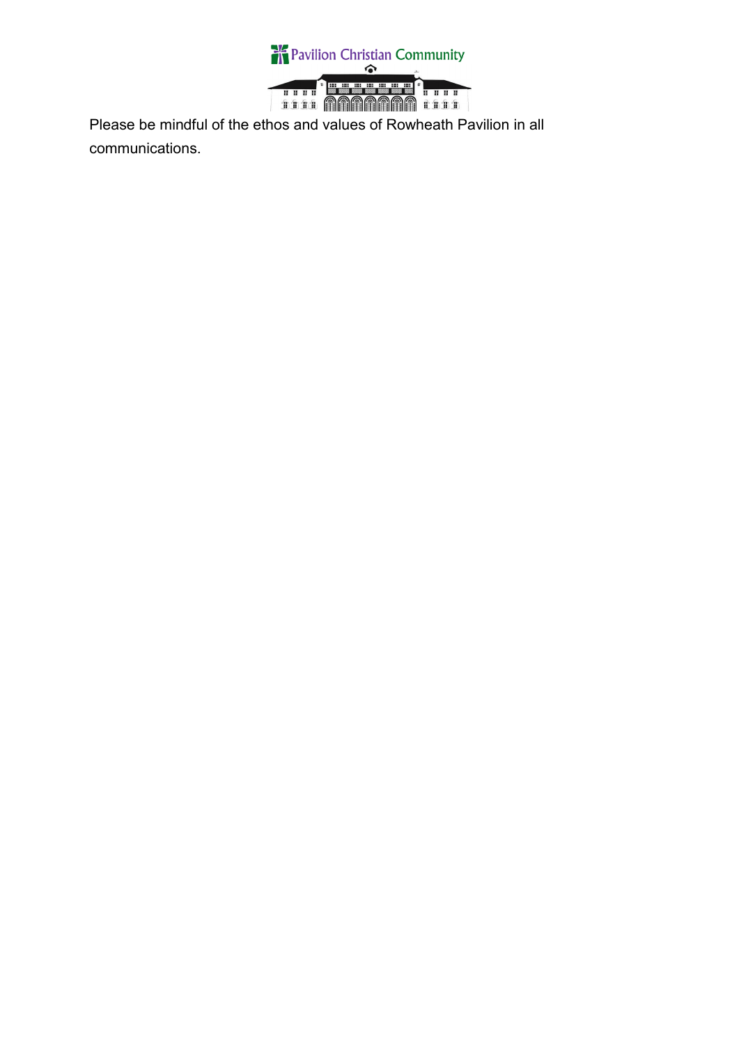Pavilion Christian Community

Please be mindful of the ethos and values of Rowheath Pavilion in all communications.